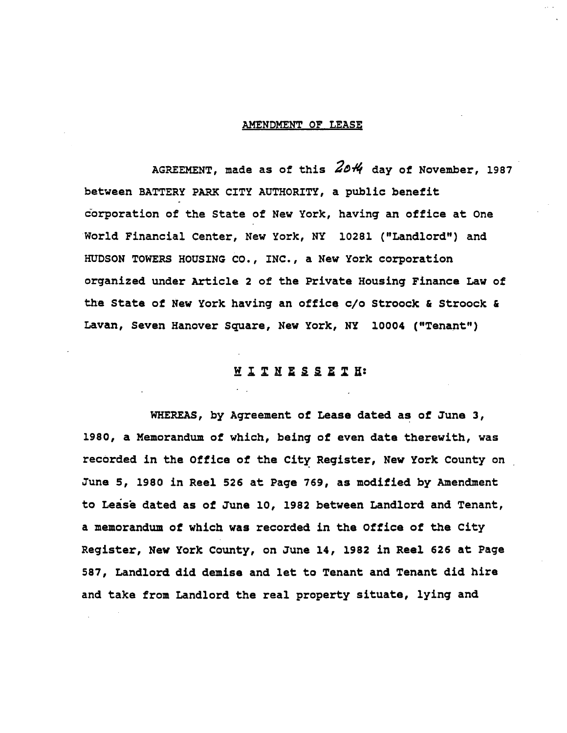# AMENDMENT OF LEASE

AGREEMENT, made as of this 20th day of November, 1987 between BATTERY PARK CITY AUTHORITY, a public benefit corporation of the State of New York, having an office at One World Financial Center, New York, NY 10281 ("Landlord") and HUDSON TOWERS HOUSING CO., INC., a New York corporation organized under Article 2 of the Private Housing Finance Law of the State of New York having an office c/o Stroock & Stroock & Lavan, Seven Hanover Square, New York, NY 10004 ("Tenant")

## W I T N E S S E T H:

WHEREAS, by Agreement of Lease dated as of June 3, 1980, a Memorandum of which, being of even date therewith, was recorded in the Office of the City Register, New York County on June 5, 1980 in Reel 526 at Page 769, as modified by Amendment to Lease dated as of June 10, 1982 between Landlord and Tenant, a memorandum of which was recorded in the Office of the City Register, New York County, on June 14, 1982 in Reel 626 at Page 587, Landlord did demise and let to Tenant and Tenant did hire and take from Landlord the real property situate, lying and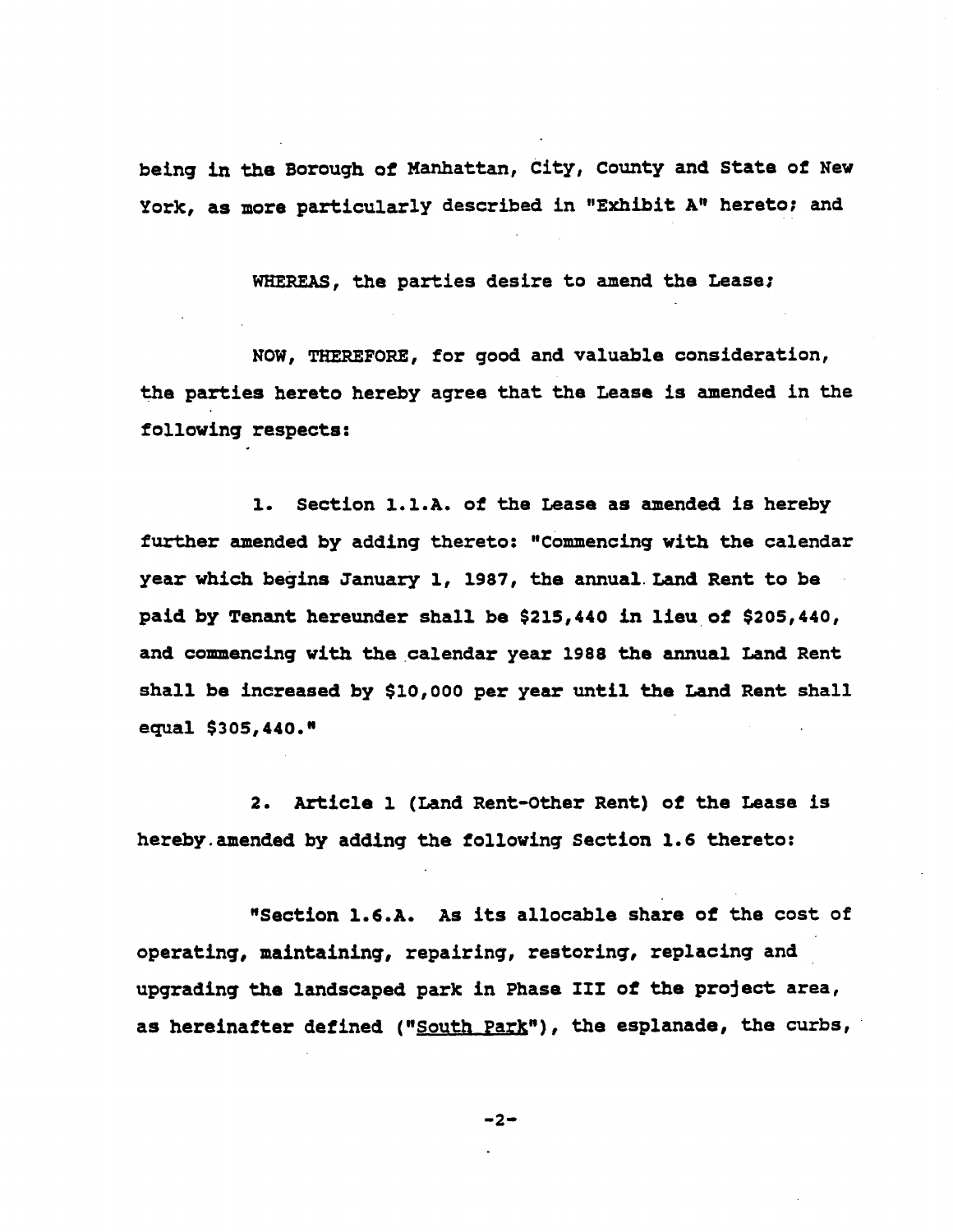being in the Borough of Manhattan, City, County and State of New York, as more particularly described in "Exhibit A" hereto; and

WHEREAS, the parties desire to amend the Lease;

NOW, THEREFORE, for good and valuable consideration, the parties hereto hereby agree that the Lease is amended in the following respects:

1. Section 1.1.A. of the Lease as amended is hereby further amended by adding thereto: "Commencing with the calendar year which begins January 1, 1987, the annual Land Rent to be paid by Tenant hereunder shall be $215,440 in lieu of $205,440, and commencing with the calendar year 1988 the annual Land Rent shall be increased by $10,000 per year until the Land Rent shall equal $305,440."

2. Article 1 (Land Rent-Other Rent) of the Lease is hereby amended by adding the following Section 1.6 thereto:

"Section 1.6.A. As its allocable share of the cost of operating, maintaining, repairing, restoring, replacing and upgrading the landscaped park in Phase III of the project area, as hereinafter defined ("<u>South Park</u>"), the esplanade, the curbs,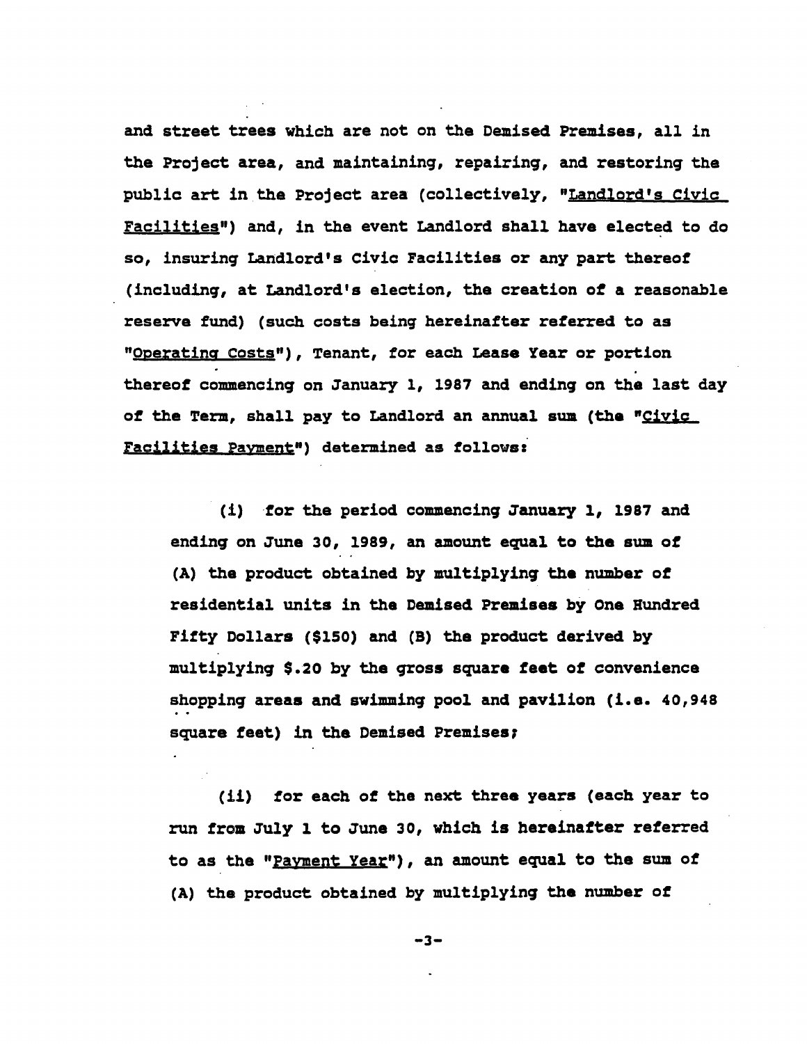and street trees which are not on the Demised Premises, all in the Project area, and maintaining, repairing, and restoring the public art in the Project area (collectively, "Landlord's Civic Facilities") and, in the event Landlord shall have elected to do so, insuring Landlord's Civic Facilities or any part thereof (including, at Landlord's election, the creation of a reasonable reserve fund) (such costs being hereinafter referred to as "Operating Costs"), Tenant, for each Lease Year or portion thereof commencing on January 1, 1987 and ending on the last day of the Term, shall pay to Landlord an annual sum (the "Civic Facilities Payment") determined as follows:

(i) for the period commencing January 1, 1987 and ending on June 30, 1989, an amount equal to the sum of (A) the product obtained by multiplying the number of residential units in the Demised Premises by One Hundred Fifty Dollars ($150) and (B) the product derived by multiplying $.20 by the gross square feet of convenience shopping areas and swimming pool and pavilion (i.e. 40,948 square feet) in the Demised Premises;

(ii) for each of the next three years (each year to run from July 1 to June 30, which is hereinafter referred to as the "Payment Year"), an amount equal to the sum of (A) the product obtained by multiplying the number of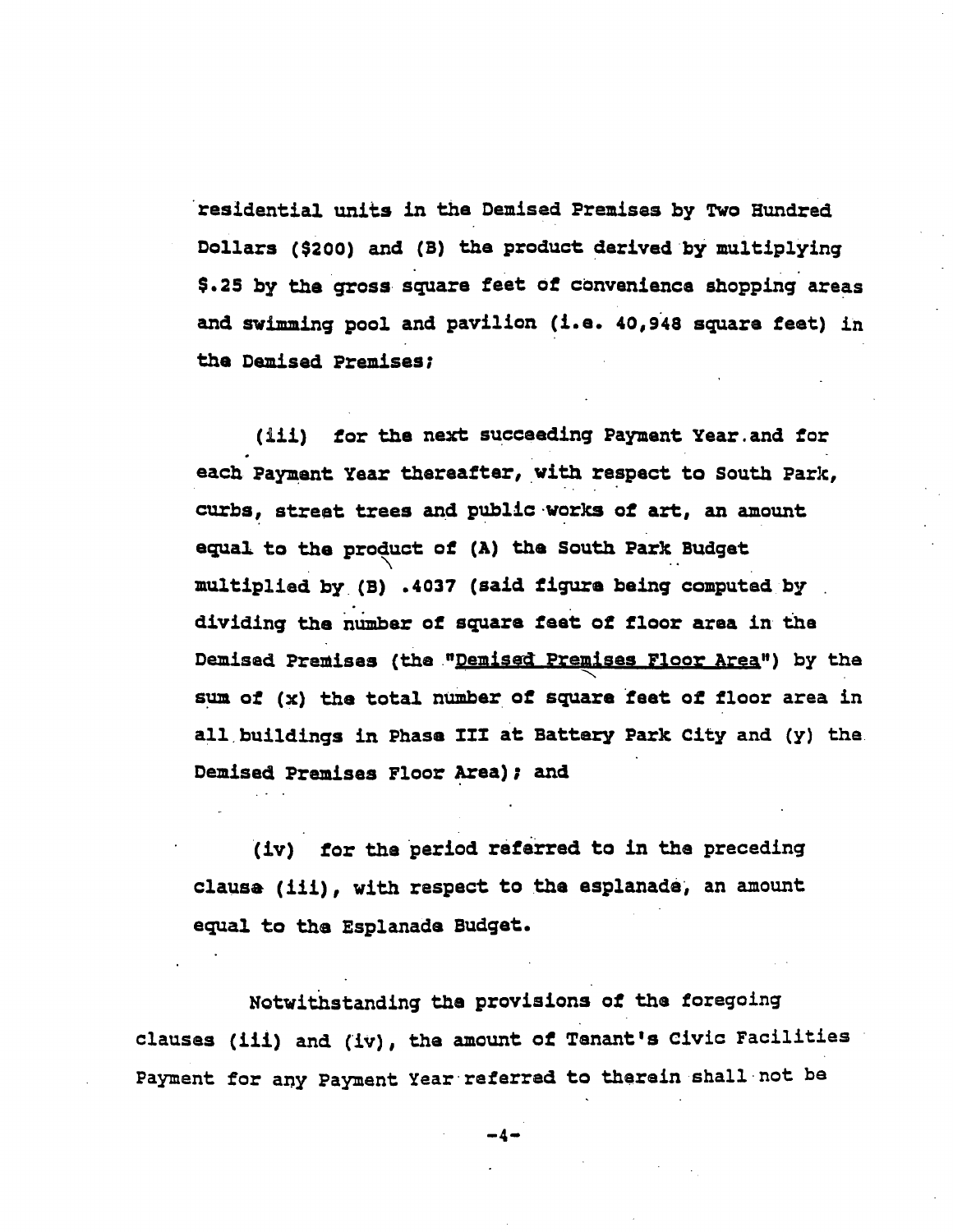residential units in the Demised Premises by Two Hundred Dollars ($200) and (B) the product derived by multiplying $.25 by the gross square feet of convenience shopping areas and swimming pool and pavilion (i.e. 40,948 square feet) in the Demised Premises;

(iii) for the next succeeding Payment Year and for each Payment Year thereafter, with respect to South Park, curbs, street trees and public works of art, an amount equal to the product of (A) the South Park Budget multiplied by (B) .4037 (said figure being computed by dividing the number of square feet of floor area in the Demised Premises (the "Demised Premises Floor Area") by the sum of (x) the total number of square feet of floor area in all buildings in Phase III at Battery Park City and (y) the Demised Premises Floor Area); and

(iv) for the period referred to in the preceding clause (iii), with respect to the esplanade, an amount equal to the Esplanade Budget.

Notwithstanding the provisions of the foregoing clauses (iii) and (iv), the amount of Tenant's Civic Facilities Payment for any Payment Year referred to therein shall not be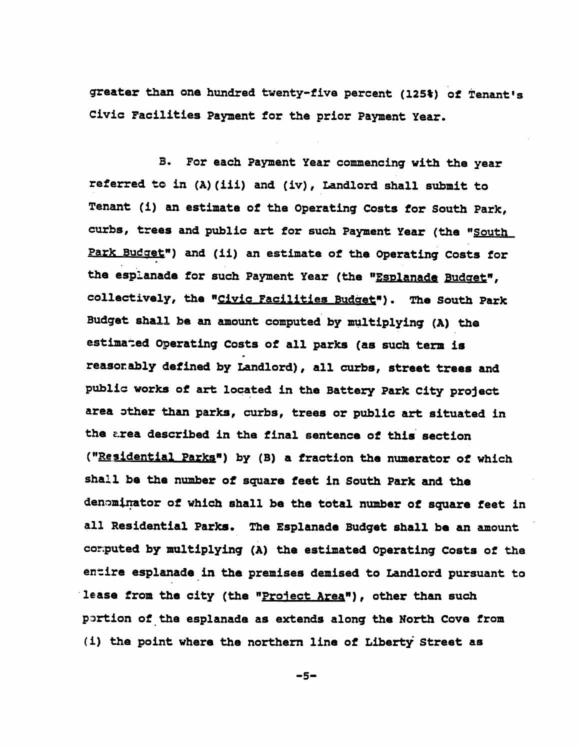greater than one hundred twenty-five percent (125%) of Tenant's Civic Facilities Payment for the prior Payment Year.

B. For each Payment Year commencing with the year referred to in (A)(iii) and (iv), Landlord shall submit to Tenant (i) an estimate of the Operating Costs for South Park, curbs, trees and public art for such Payment Year (the "South Park Budget") and (ii) an estimate of the Operating Costs for the esplanade for such Payment Year (the "Esplanade Budget", collectively, the "Civic Facilities Budget"). The South Park Budget shall be an amount computed by multiplying (A) the estimated Operating Costs of all parks (as such term is reasonably defined by Landlord), all curbs, street trees and public works of art located in the Battery Park City project area other than parks, curbs, trees or public art situated in the area described in the final sentence of this section ("Residential Parks") by (B) a fraction the numerator of which shall be the number of square feet in South Park and the denominator of which shall be the total number of square feet in all Residential Parks. The Esplanade Budget shall be an amount computed by multiplying (A) the estimated Operating Costs of the entire esplanade in the premises demised to Landlord pursuant to lease from the city (the "Project Area"), other than such portion of the esplanade as extends along the North Cove from (i) the point where the northern line of Liberty Street as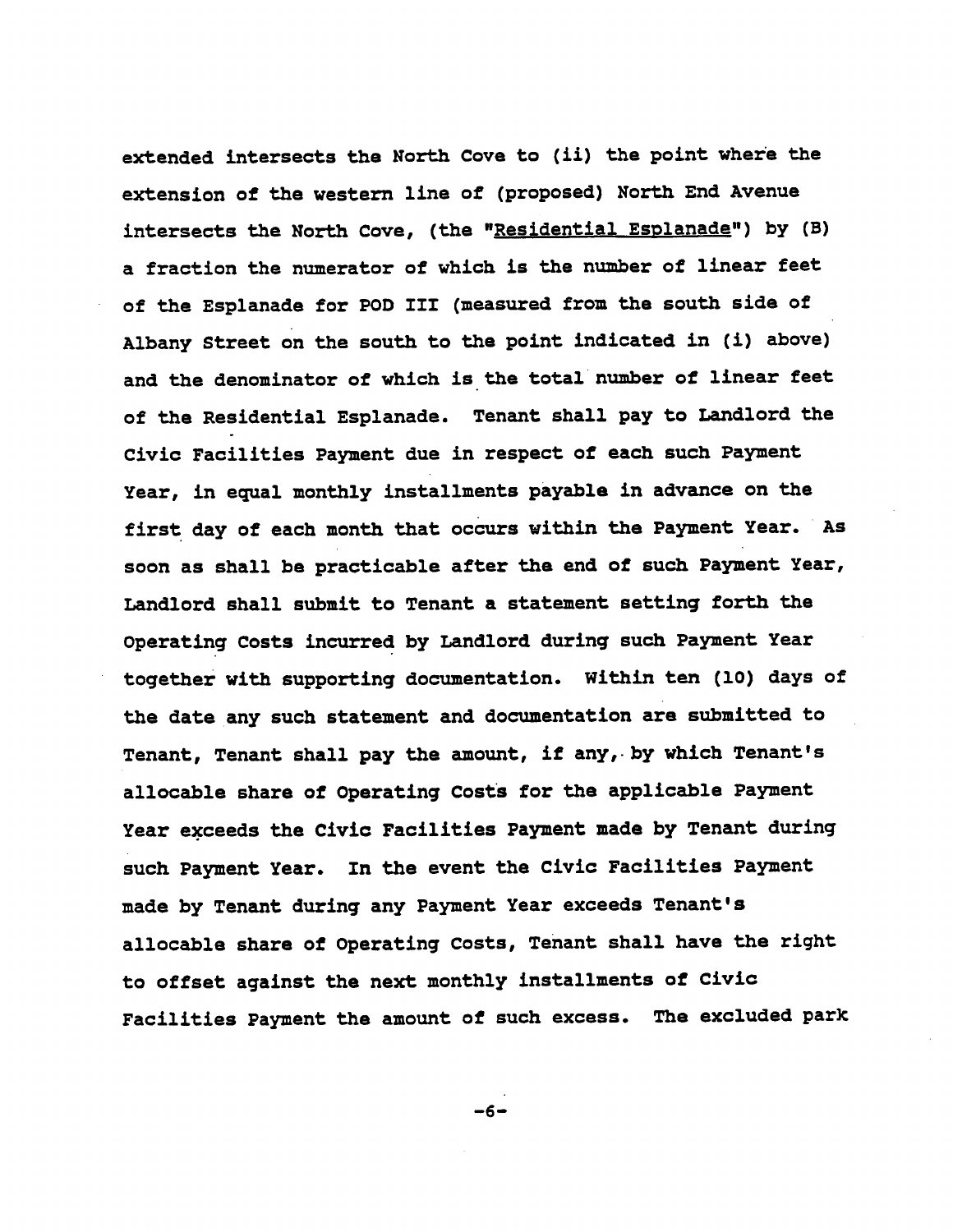extended intersects the North Cove to (ii) the point where the extension of the western line of (proposed) North End Avenue intersects the North Cove, (the "Residential Esplanade") by (B) a fraction the numerator of which is the number of linear feet of the Esplanade for POD III (measured from the south side of Albany Street on the south to the point indicated in (i) above) and the denominator of which is the total number of linear feet of the Residential Esplanade. Tenant shall pay to Landlord the Civic Facilities Payment due in respect of each such Payment Year, in equal monthly installments payable in advance on the first day of each month that occurs within the Payment Year. As soon as shall be practicable after the end of such Payment Year, Landlord shall submit to Tenant a statement setting forth the Operating Costs incurred by Landlord during such Payment Year together with supporting documentation. Within ten (10) days of the date any such statement and documentation are submitted to Tenant, Tenant shall pay the amount, if any, by which Tenant's allocable share of Operating Costs for the applicable Payment Year exceeds the Civic Facilities Payment made by Tenant during such Payment Year. In the event the Civic Facilities Payment made by Tenant during any Payment Year exceeds Tenant's allocable share of Operating Costs, Tenant shall have the right to offset against the next monthly installments of Civic Facilities Payment the amount of such excess. The excluded park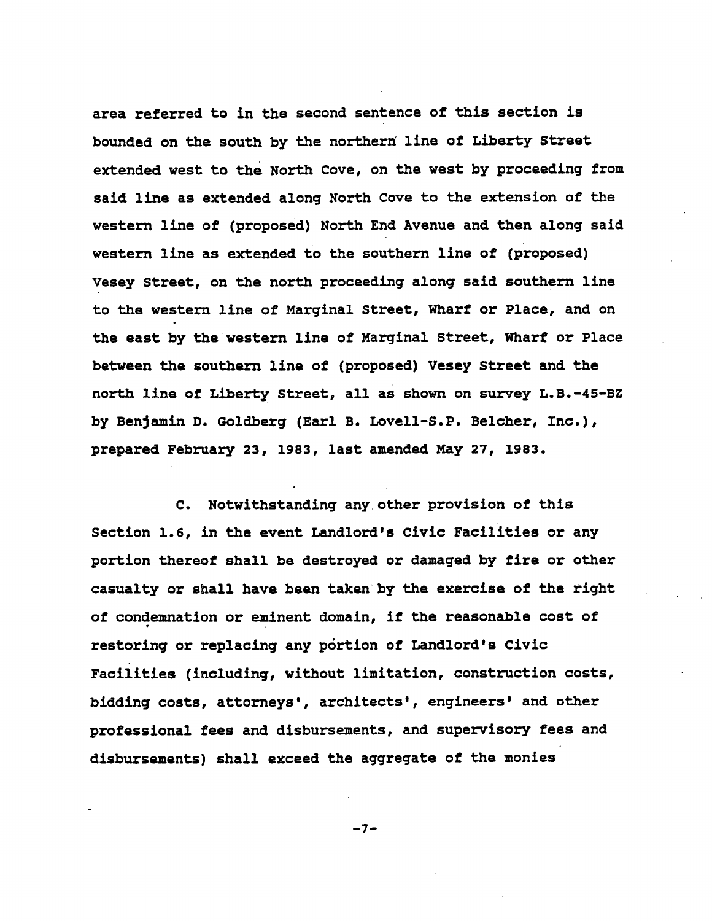area referred to in the second sentence of this section is bounded on the south by the northern line of Liberty Street extended west to the North Cove, on the west by proceeding from said line as extended along North Cove to the extension of the western line of (proposed) North End Avenue and then along said western line as extended to the southern line of (proposed) Vesey Street, on the north proceeding along said southern line to the western line of Marginal Street, Wharf or Place, and on the east by the western line of Marginal Street, Wharf or Place between the southern line of (proposed) Vesey Street and the north line of Liberty Street, all as shown on survey L.B.-45-BZ by Benjamin D. Goldberg (Earl B. Lovell-S.P. Belcher, Inc.), prepared February 23, 1983, last amended May 27, 1983.

C. Notwithstanding any other provision of this Section 1.6, in the event Landlord's Civic Facilities or any portion thereof shall be destroyed or damaged by fire or other casualty or shall have been taken by the exercise of the right of condemnation or eminent domain, if the reasonable cost of restoring or replacing any portion of Landlord's Civic Facilities (including, without limitation, construction costs, bidding costs, attorneys', architects', engineers' and other professional fees and disbursements, and supervisory fees and disbursements) shall exceed the aggregate of the monies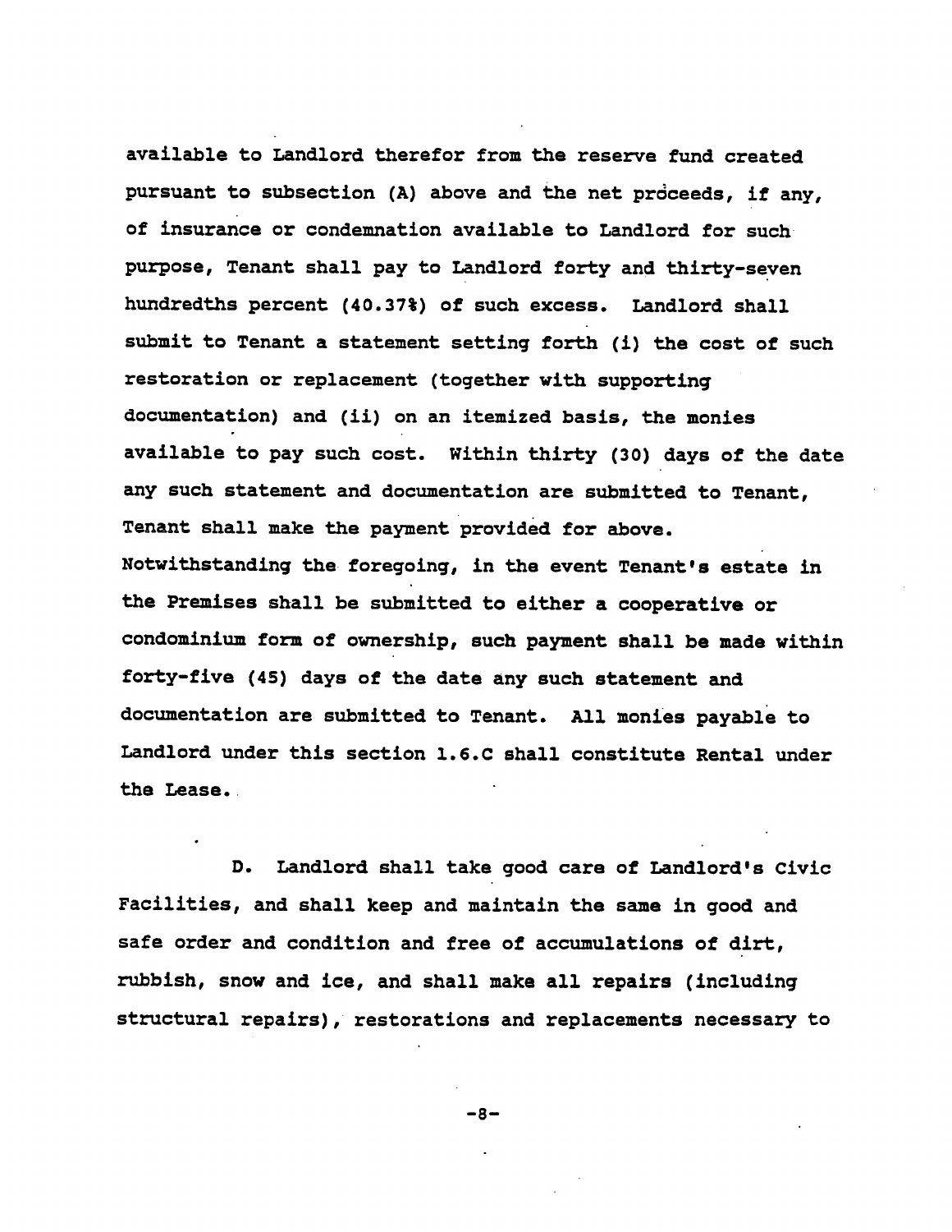available to Landlord therefor from the reserve fund created pursuant to subsection (A) above and the net proceeds, if any, of insurance or condemnation available to Landlord for such purpose, Tenant shall pay to Landlord forty and thirty-seven hundredths percent (40.37%) of such excess. Landlord shall submit to Tenant a statement setting forth (i) the cost of such restoration or replacement (together with supporting documentation) and (ii) on an itemized basis, the monies available to pay such cost. Within thirty (30) days of the date any such statement and documentation are submitted to Tenant, Tenant shall make the payment provided for above. Notwithstanding the foregoing, in the event Tenant's estate in the Premises shall be submitted to either a cooperative or condominium form of ownership, such payment shall be made within forty-five (45) days of the date any such statement and documentation are submitted to Tenant. All monies payable to Landlord under this section 1.6.C shall constitute Rental under the Lease.

D. Landlord shall take good care of Landlord's Civic Facilities, and shall keep and maintain the same in good and safe order and condition and free of accumulations of dirt, rubbish, snow and ice, and shall make all repairs (including structural repairs), restorations and replacements necessary to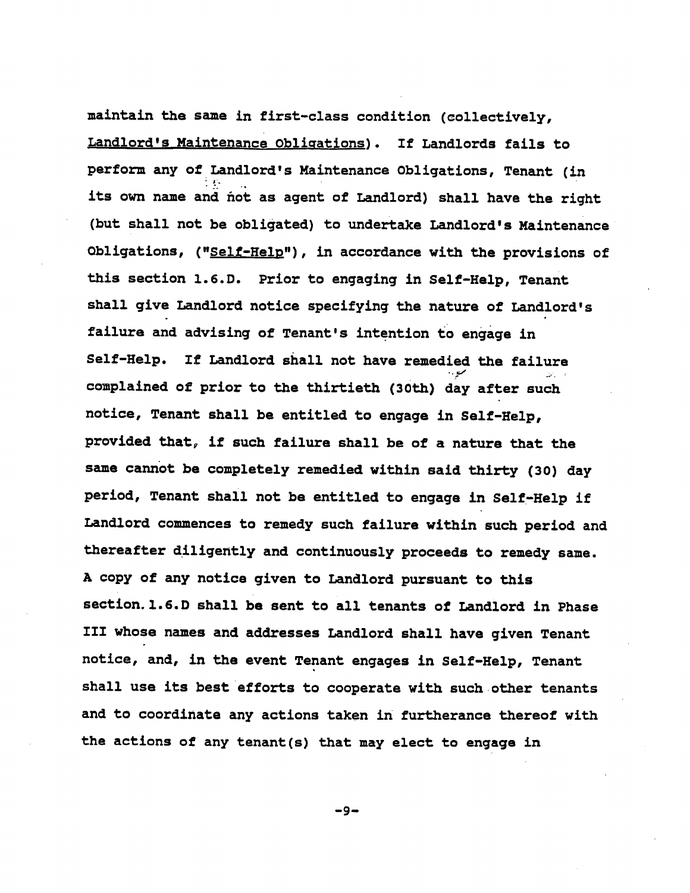maintain the same in first-class condition (collectively, Landlord's Maintenance Obligations). If Landlords fails to perform any of Landlord's Maintenance Obligations, Tenant (in its own name and not as agent of Landlord) shall have the right (but shall not be obligated) to undertake Landlord's Maintenance Obligations, ("Self-Help"), in accordance with the provisions of this section 1.6.D. Prior to engaging in Self-Help, Tenant shall give Landlord notice specifying the nature of Landlord's failure and advising of Tenant's intention to engage in Self-Help. If Landlord shall not have remedied the failure complained of prior to the thirtieth (30th) day after such notice, Tenant shall be entitled to engage in Self-Help, provided that, if such failure shall be of a nature that the same cannot be completely remedied within said thirty (30) day period, Tenant shall not be entitled to engage in Self-Help if Landlord commences to remedy such failure within such period and thereafter diligently and continuously proceeds to remedy same. A copy of any notice given to Landlord pursuant to this section. 1.6.D shall be sent to all tenants of Landlord in Phase III whose names and addresses Landlord shall have given Tenant notice, and, in the event Tenant engages in Self-Help, Tenant shall use its best efforts to cooperate with such other tenants and to coordinate any actions taken in furtherance thereof with the actions of any tenant(s) that may elect to engage in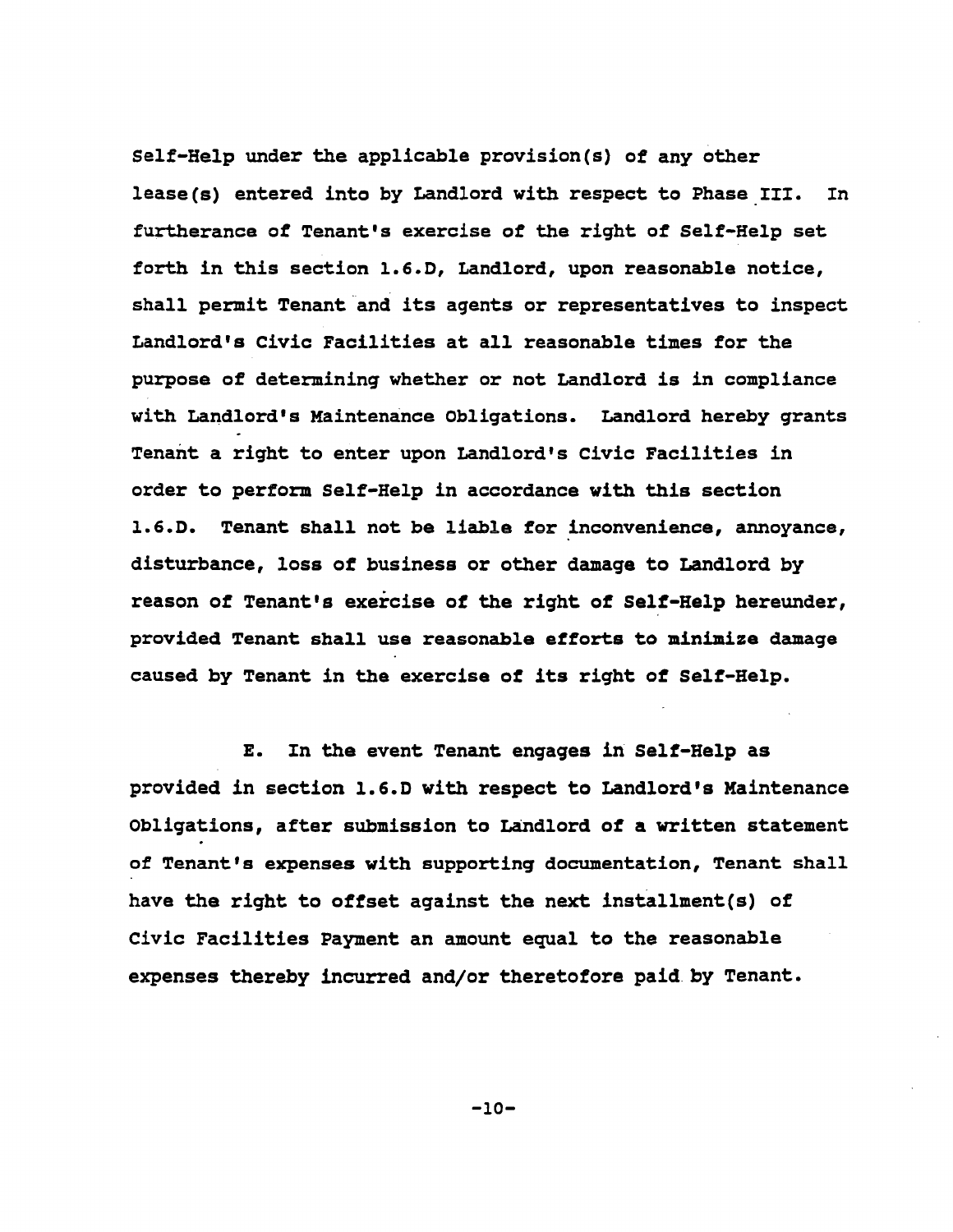Self-Help under the applicable provision(s) of any other lease(s) entered into by Landlord with respect to Phase III. In furtherance of Tenant's exercise of the right of Self-Help set forth in this section 1.6.D, Landlord, upon reasonable notice, shall permit Tenant and its agents or representatives to inspect Landlord's Civic Facilities at all reasonable times for the purpose of determining whether or not Landlord is in compliance with Landlord's Maintenance Obligations. Landlord hereby grants Tenant a right to enter upon Landlord's Civic Facilities in order to perform Self-Help in accordance with this section 1.6.D. Tenant shall not be liable for inconvenience, annoyance, disturbance, loss of business or other damage to Landlord by reason of Tenant's exercise of the right of Self-Help hereunder, provided Tenant shall use reasonable efforts to minimize damage caused by Tenant in the exercise of its right of Self-Help.

E. In the event Tenant engages in Self-Help as provided in section 1.6.D with respect to Landlord's Maintenance Obligations, after submission to Landlord of a written statement of Tenant's expenses with supporting documentation, Tenant shall have the right to offset against the next installment(s) of Civic Facilities Payment an amount equal to the reasonable expenses thereby incurred and/or theretofore paid by Tenant.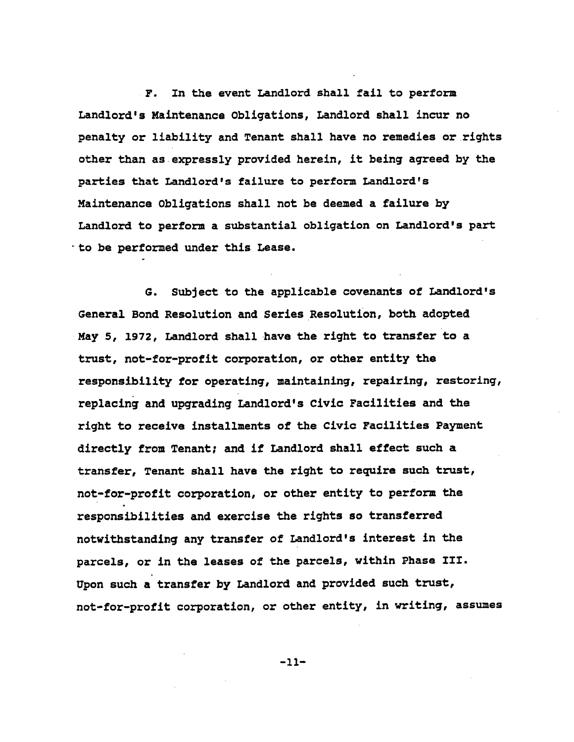F. In the event Landlord shall fail to perform Landlord's Maintenance Obligations, Landlord shall incur no penalty or liability and Tenant shall have no remedies or rights other than as expressly provided herein, it being agreed by the parties that Landlord's failure to perform Landlord's Maintenance Obligations shall not be deemed a failure by Landlord to perform a substantial obligation on Landlord's part to be performed under this Lease.

G. Subject to the applicable covenants of Landlord's General Bond Resolution and Series Resolution, both adopted May 5, 1972, Landlord shall have the right to transfer to a trust, not-for-profit corporation, or other entity the responsibility for operating, maintaining, repairing, restoring, replacing and upgrading Landlord's Civic Facilities and the right to receive installments of the Civic Facilities Payment directly from Tenant; and if Landlord shall effect such a transfer, Tenant shall have the right to require such trust, not-for-profit corporation, or other entity to perform the responsibilities and exercise the rights so transferred notwithstanding any transfer of Landlord's interest in the parcels, or in the leases of the parcels, within Phase III. Upon such a transfer by Landlord and provided such trust, not-for-profit corporation, or other entity, in writing, assumes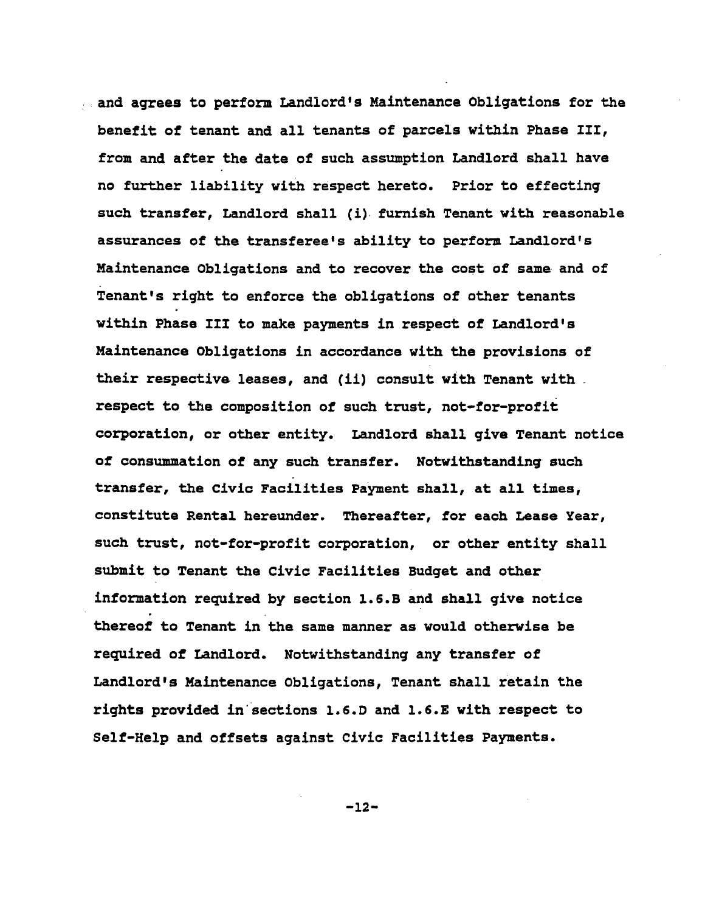and agrees to perform Landlord's Maintenance Obligations for the benefit of tenant and all tenants of parcels within Phase III, from and after the date of such assumption Landlord shall have no further liability with respect hereto. Prior to effecting such transfer, Landlord shall (i) furnish Tenant with reasonable assurances of the transferee's ability to perform Landlord's Maintenance Obligations and to recover the cost of same and of Tenant's right to enforce the obligations of other tenants within Phase III to make payments in respect of Landlord's Maintenance Obligations in accordance with the provisions of their respective leases, and (ii) consult with Tenant with respect to the composition of such trust, not-for-profit corporation, or other entity. Landlord shall give Tenant notice of consummation of any such transfer. Notwithstanding such transfer, the Civic Facilities Payment shall, at all times, constitute Rental hereunder. Thereafter, for each Lease Year, such trust, not-for-profit corporation, or other entity shall submit to Tenant the Civic Facilities Budget and other information required by section 1.6.B and shall give notice thereof to Tenant in the same manner as would otherwise be required of Landlord. Notwithstanding any transfer of Landlord's Maintenance Obligations, Tenant shall retain the rights provided in sections 1.6.D and 1.6.E with respect to Self-Help and offsets against Civic Facilities Payments.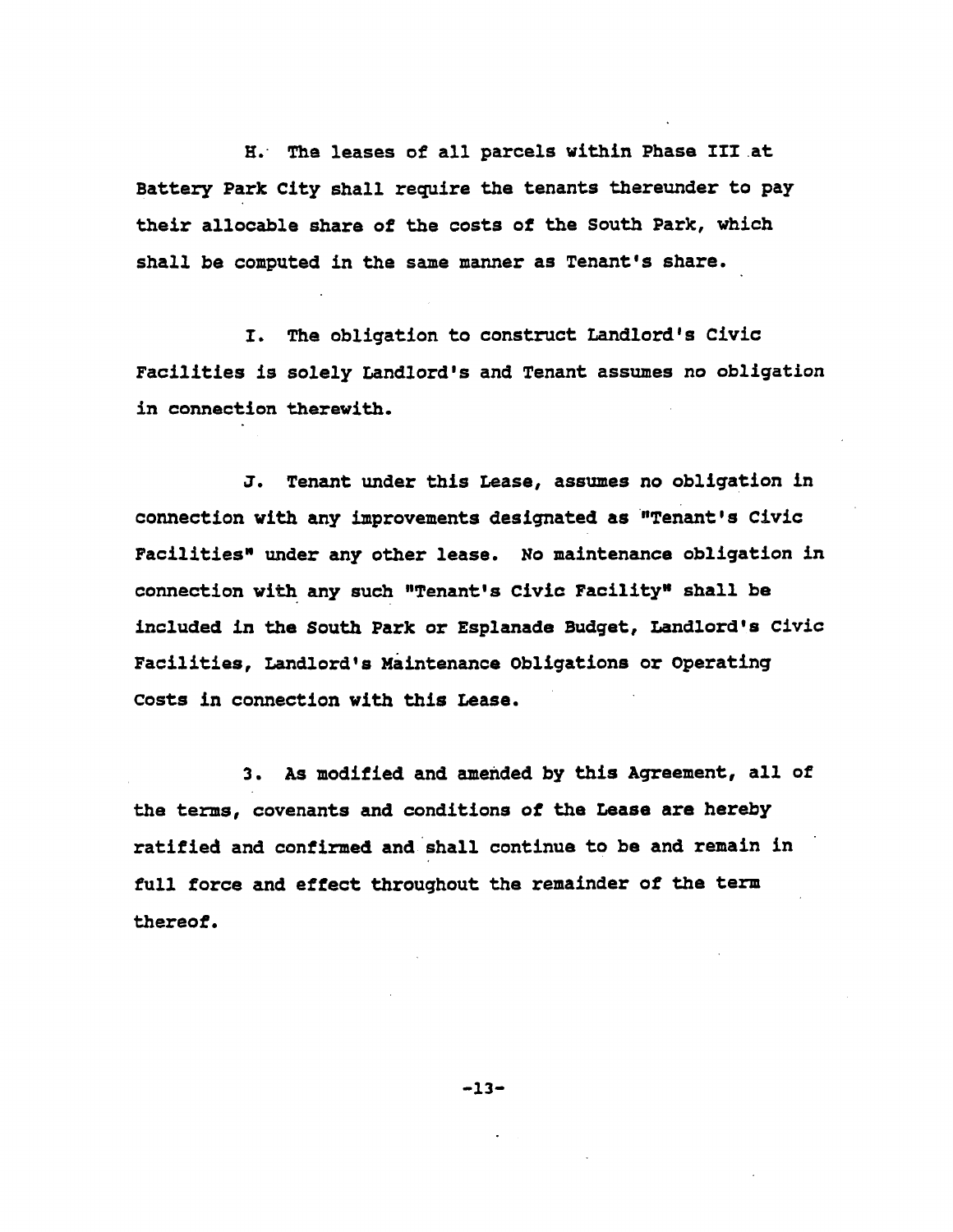H. The leases of all parcels within Phase III at Battery Park City shall require the tenants thereunder to pay their allocable share of the costs of the South Park, which shall be computed in the same manner as Tenant's share.

I. The obligation to construct Landlord's Civic Facilities is solely Landlord's and Tenant assumes no obligation in connection therewith.

J. Tenant under this Lease, assumes no obligation in connection with any improvements designated as "Tenant's Civic Facilities" under any other lease. No maintenance obligation in connection with any such "Tenant's Civic Facility" shall be included in the South Park or Esplanade Budget, Landlord's Civic Facilities, Landlord's Maintenance Obligations or Operating Costs in connection with this Lease.

3. As modified and amended by this Agreement, all of the terms, covenants and conditions of the Lease are hereby ratified and confirmed and shall continue to be and remain in full force and effect throughout the remainder of the term thereof.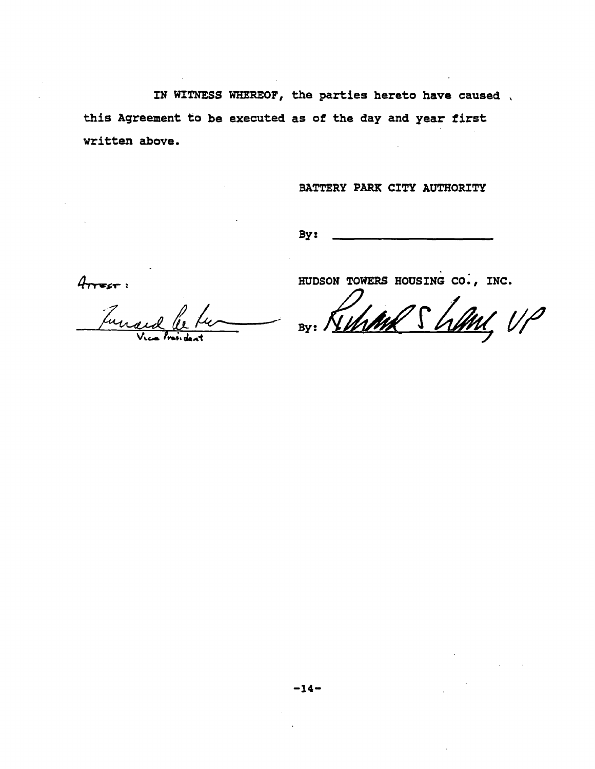IN WITNESS WHEREOF, the parties hereto have caused this Agreement to be executed as of the day and year first written above.

BATTERY PARK CITY AUTHORITY

By: ______________________

Attest:

Vice President

HUDSON TOWERS HOUSING CO., INC.

By: Richard S Lam, VP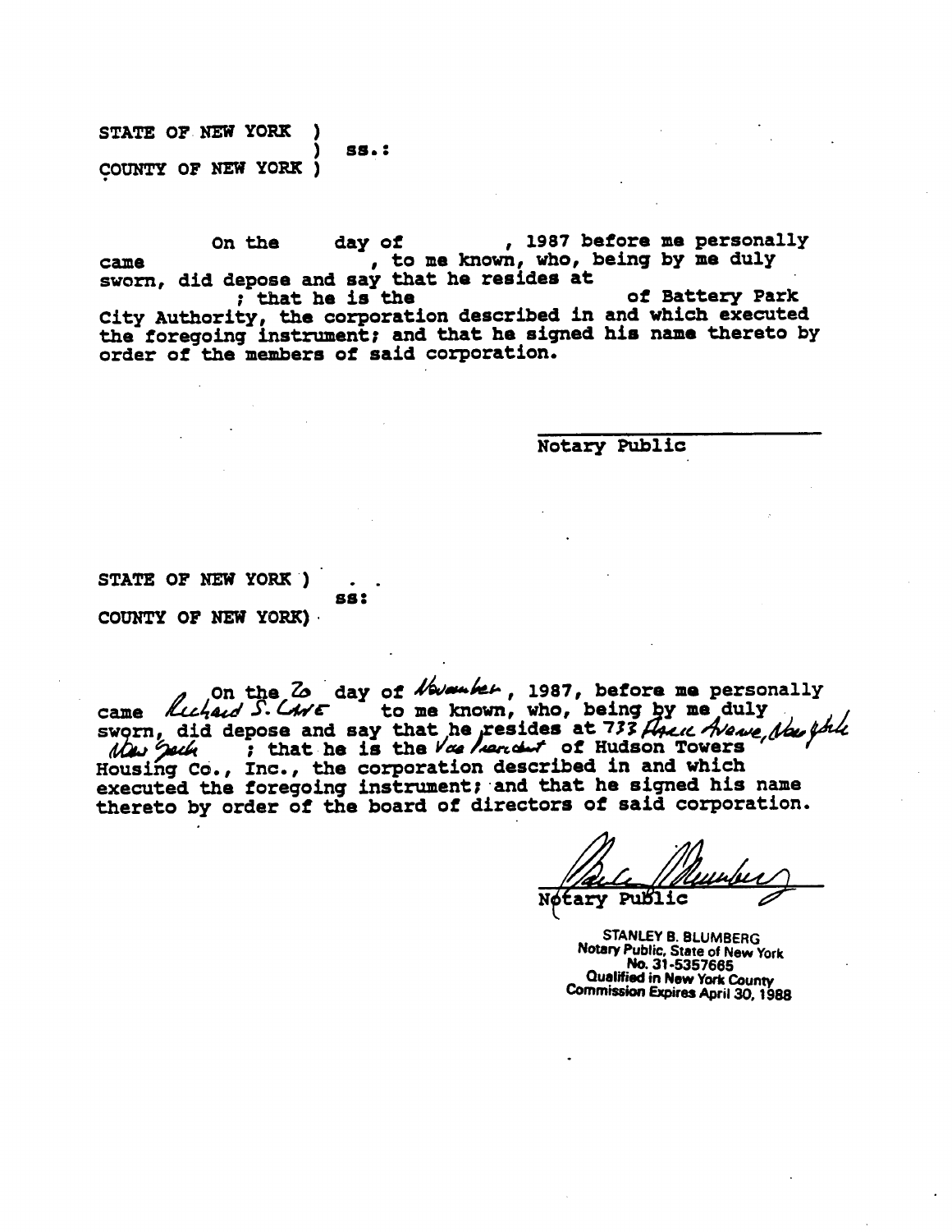STATE OF NEW YORK )  
) ss.:  
COUNTY OF NEW YORK )

On the day of , 1987 before me personally came , to me known, who, being by me duly sworn, did depose and say that he resides at ; that he is the of Battery Park City Authority, the corporation described in and which executed the foregoing instrument; and that he signed his name thereto by order of the members of said corporation.

Notary Public

STATE OF NEW YORK )  
ss:  
COUNTY OF NEW YORK)

On the 20 day of November, 1987, before me personally came Richard S. Cane to me known, who, being by me duly sworn, did depose and say that he resides at 733 Park Avenue, New York New York ; that he is the Vice President of Hudson Towers Housing Co., Inc., the corporation described in and which executed the foregoing instrument; and that he signed his name thereto by order of the board of directors of said corporation.

Notary Public

STANLEY B. BLUMBERG  
Notary Public, State of New York  
No. 31-5357665  
Qualified in New York County  
Commission Expires April 30, 1988